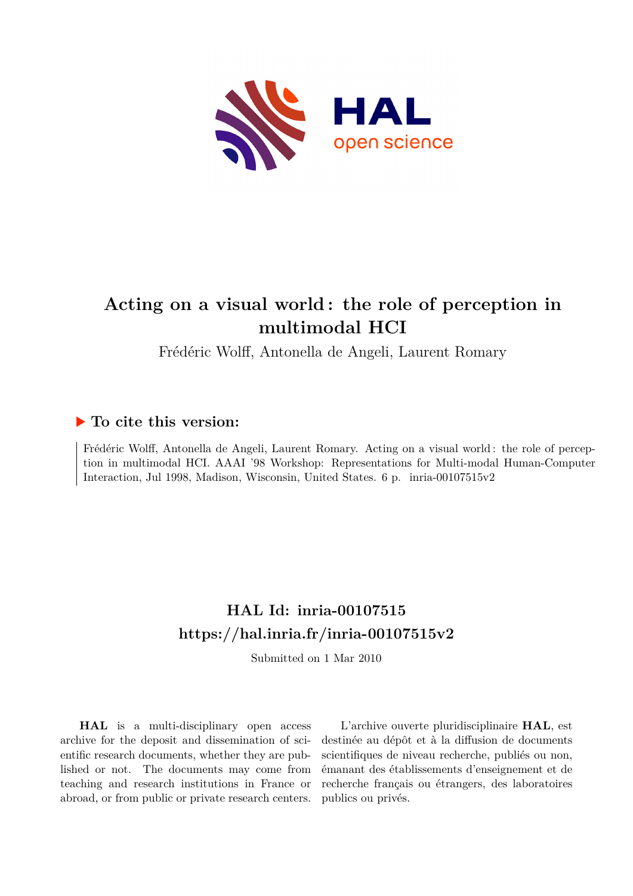# Acting on a visual world : the role of perception in multimodal HCI

Frédéric Wolff, Antonella de Angeli, Laurent Romary

## ▶ To cite this version:

Frédéric Wolff, Antonella de Angeli, Laurent Romary. Acting on a visual world : the role of perception in multimodal HCI. AAAI '98 Workshop: Representations for Multi-modal Human-Computer Interaction, Jul 1998, Madison, Wisconsin, United States. 6 p. inria-00107515v2

## HAL Id: inria-00107515
## https://hal.inria.fr/inria-00107515v2

Submitted on 1 Mar 2010

**HAL** is a multi-disciplinary open access archive for the deposit and dissemination of scientific research documents, whether they are published or not. The documents may come from teaching and research institutions in France or abroad, or from public or private research centers.

L'archive ouverte pluridisciplinaire **HAL**, est destinée au dépôt et à la diffusion de documents scientifiques de niveau recherche, publiés ou non, émanant des établissements d'enseignement et de recherche français ou étrangers, des laboratoires publics ou privés.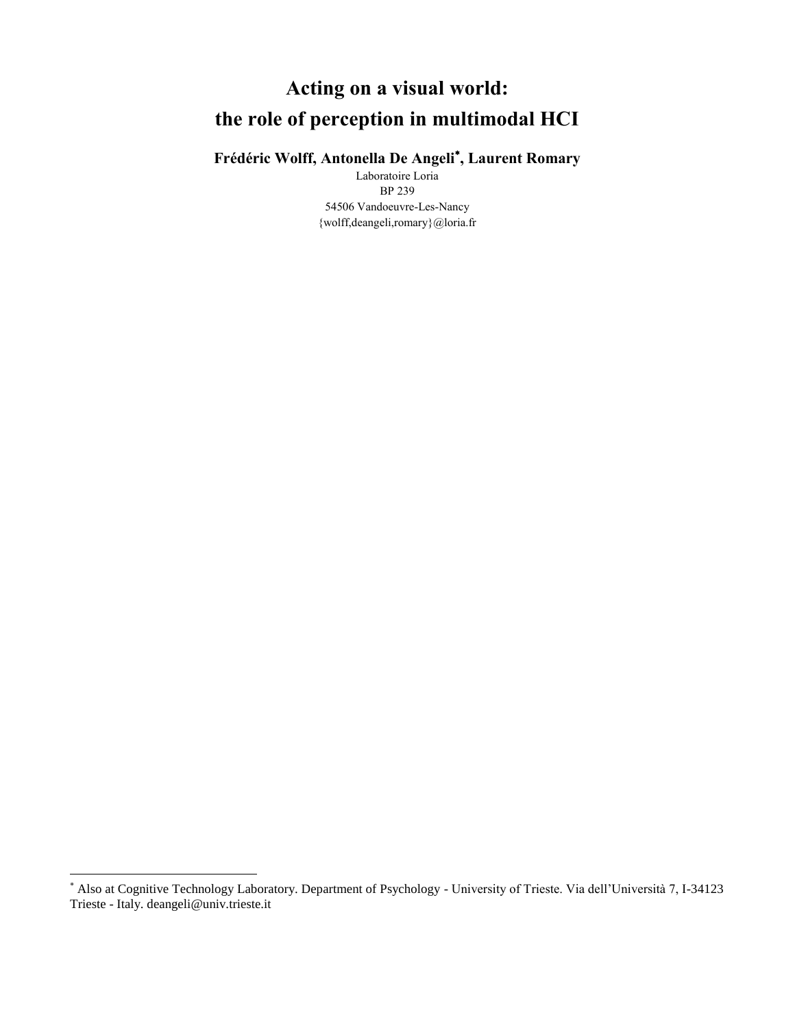# Acting on a visual world: the role of perception in multimodal HCI

**Frédéric Wolff, Antonella De Angeli[*], Laurent Romary**

Laboratoire Loria  
BP 239  
54506 Vandoeuvre-Les-Nancy  
{wolff,deangeli,romary}@loria.fr

---

[*] Also at Cognitive Technology Laboratory. Department of Psychology - University of Trieste. Via dell'Università 7, I-34123 Trieste - Italy. deangeli@univ.trieste.it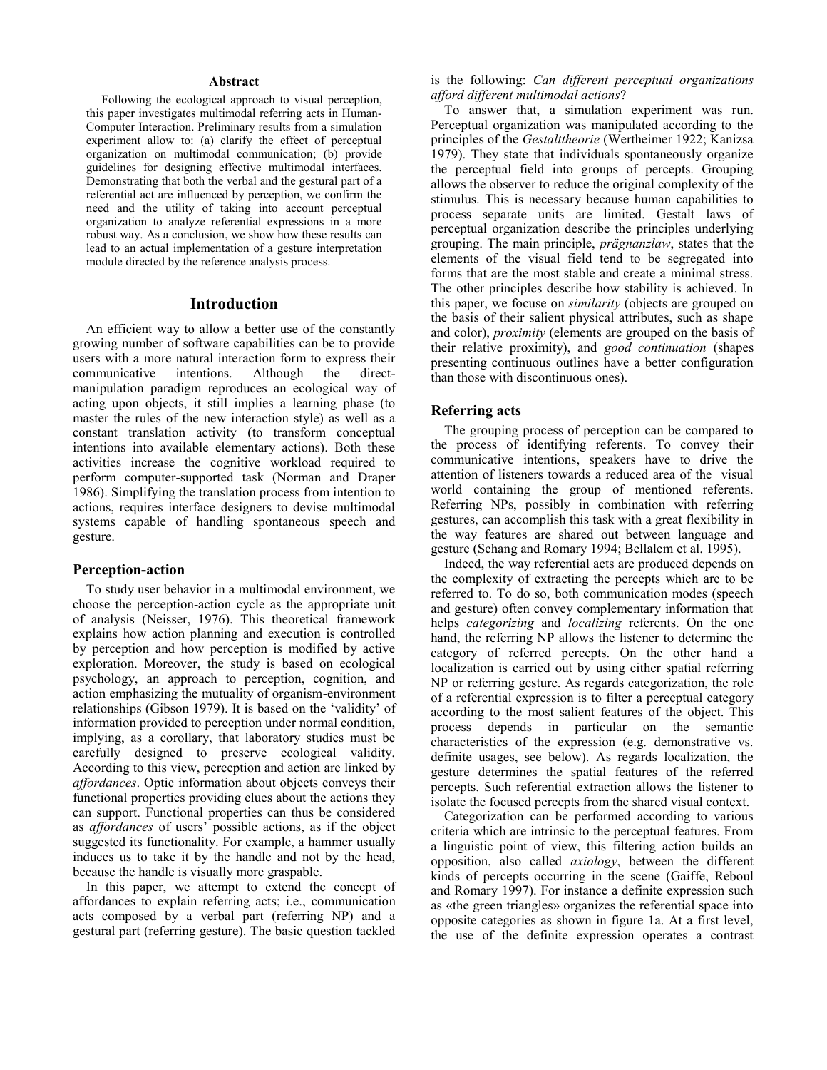### Abstract

Following the ecological approach to visual perception, this paper investigates multimodal referring acts in Human-Computer Interaction. Preliminary results from a simulation experiment allow to: (a) clarify the effect of perceptual organization on multimodal communication; (b) provide guidelines for designing effective multimodal interfaces. Demonstrating that both the verbal and the gestural part of a referential act are influenced by perception, we confirm the need and the utility of taking into account perceptual organization to analyze referential expressions in a more robust way. As a conclusion, we show how these results can lead to an actual implementation of a gesture interpretation module directed by the reference analysis process.

## Introduction

An efficient way to allow a better use of the constantly growing number of software capabilities can be to provide users with a more natural interaction form to express their communicative intentions. Although the direct-manipulation paradigm reproduces an ecological way of acting upon objects, it still implies a learning phase (to master the rules of the new interaction style) as well as a constant translation activity (to transform conceptual intentions into available elementary actions). Both these activities increase the cognitive workload required to perform computer-supported task (Norman and Draper 1986). Simplifying the translation process from intention to actions, requires interface designers to devise multimodal systems capable of handling spontaneous speech and gesture.

### Perception-action

To study user behavior in a multimodal environment, we choose the perception-action cycle as the appropriate unit of analysis (Neisser, 1976). This theoretical framework explains how action planning and execution is controlled by perception and how perception is modified by active exploration. Moreover, the study is based on ecological psychology, an approach to perception, cognition, and action emphasizing the mutuality of organism-environment relationships (Gibson 1979). It is based on the 'validity' of information provided to perception under normal condition, implying, as a corollary, that laboratory studies must be carefully designed to preserve ecological validity. According to this view, perception and action are linked by *affordances*. Optic information about objects conveys their functional properties providing clues about the actions they can support. Functional properties can thus be considered as *affordances* of users' possible actions, as if the object suggested its functionality. For example, a hammer usually induces us to take it by the handle and not by the head, because the handle is visually more graspable.

In this paper, we attempt to extend the concept of affordances to explain referring acts; i.e., communication acts composed by a verbal part (referring NP) and a gestural part (referring gesture). The basic question tackled is the following: *Can different perceptual organizations afford different multimodal actions*?

To answer that, a simulation experiment was run. Perceptual organization was manipulated according to the principles of the *Gestalttheorie* (Wertheimer 1922; Kanizsa 1979). They state that individuals spontaneously organize the perceptual field into groups of percepts. Grouping allows the observer to reduce the original complexity of the stimulus. This is necessary because human capabilities to process separate units are limited. Gestalt laws of perceptual organization describe the principles underlying grouping. The main principle, *prägnanzlaw*, states that the elements of the visual field tend to be segregated into forms that are the most stable and create a minimal stress. The other principles describe how stability is achieved. In this paper, we focus on *similarity* (objects are grouped on the basis of their salient physical attributes, such as shape and color), *proximity* (elements are grouped on the basis of their relative proximity), and *good continuation* (shapes presenting continuous outlines have a better configuration than those with discontinuous ones).

### Referring acts

The grouping process of perception can be compared to the process of identifying referents. To convey their communicative intentions, speakers have to drive the attention of listeners towards a reduced area of the visual world containing the group of mentioned referents. Referring NPs, possibly in combination with referring gestures, can accomplish this task with a great flexibility in the way features are shared out between language and gesture (Schang and Romary 1994; Bellalem et al. 1995).

Indeed, the way referential acts are produced depends on the complexity of extracting the percepts which are to be referred to. To do so, both communication modes (speech and gesture) often convey complementary information that helps *categorizing* and *localizing* referents. On the one hand, the referring NP allows the listener to determine the category of referred percepts. On the other hand a localization is carried out by using either spatial referring NP or referring gesture. As regards categorization, the role of a referential expression is to filter a perceptual category according to the most salient features of the object. This process depends in particular on the semantic characteristics of the expression (e.g. demonstrative vs. definite usages, see below). As regards localization, the gesture determines the spatial features of the referred percepts. Such referential extraction allows the listener to isolate the focused percepts from the shared visual context.

Categorization can be performed according to various criteria which are intrinsic to the perceptual features. From a linguistic point of view, this filtering action builds an opposition, also called *axiology*, between the different kinds of percepts occurring in the scene (Gaiffe, Reboul and Romary 1997). For instance a definite expression such as «the green triangles» organizes the referential space into opposite categories as shown in figure 1a. At a first level, the use of the definite expression operates a contrast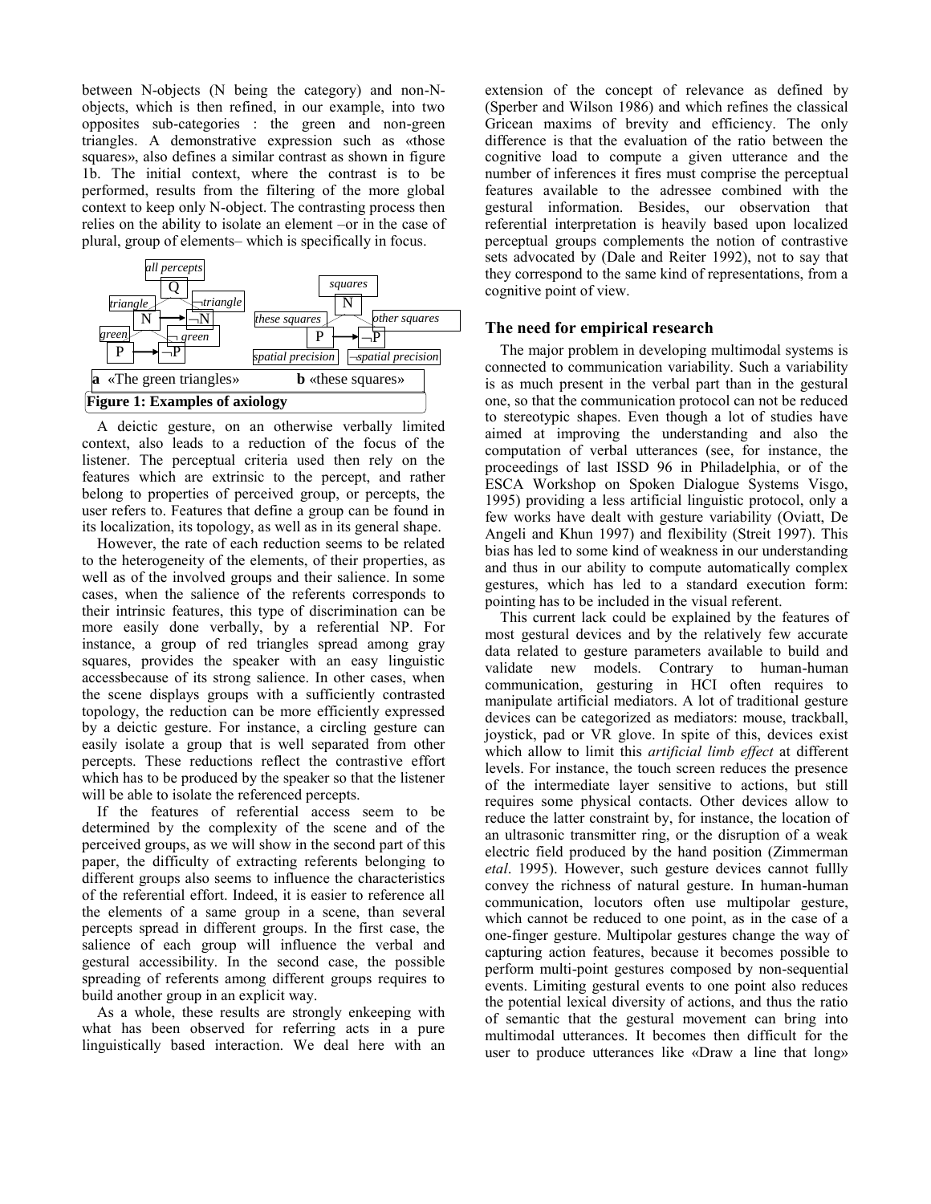between N-objects (N being the category) and non-N-objects, which is then refined, in our example, into two opposites sub-categories : the green and non-green triangles. A demonstrative expression such as «those squares», also defines a similar contrast as shown in figure 1b. The initial context, where the contrast is to be performed, results from the filtering of the more global context to keep only N-object. The contrasting process then relies on the ability to isolate an element –or in the case of plural, group of elements– which is specifically in focus.

**a** «The green triangles» **b** «these squares»

**Figure 1: Examples of axiology**

A deictic gesture, on an otherwise verbally limited context, also leads to a reduction of the focus of the listener. The perceptual criteria used then rely on the features which are extrinsic to the percept, and rather belong to properties of perceived group, or percepts, the user refers to. Features that define a group can be found in its localization, its topology, as well as in its general shape.

However, the rate of each reduction seems to be related to the heterogeneity of the elements, of their properties, as well as of the involved groups and their salience. In some cases, when the salience of the referents corresponds to their intrinsic features, this type of discrimination can be more easily done verbally, by a referential NP. For instance, a group of red triangles spread among gray squares, provides the speaker with an easy linguistic accessbecause of its strong salience. In other cases, when the scene displays groups with a sufficiently contrasted topology, the reduction can be more efficiently expressed by a deictic gesture. For instance, a circling gesture can easily isolate a group that is well separated from other percepts. These reductions reflect the contrastive effort which has to be produced by the speaker so that the listener will be able to isolate the referenced percepts.

If the features of referential access seem to be determined by the complexity of the scene and of the perceived groups, as we will show in the second part of this paper, the difficulty of extracting referents belonging to different groups also seems to influence the characteristics of the referential effort. Indeed, it is easier to reference all the elements of a same group in a scene, than several percepts spread in different groups. In the first case, the salience of each group will influence the verbal and gestural accessibility. In the second case, the possible spreading of referents among different groups requires to build another group in an explicit way.

As a whole, these results are strongly enkeeping with what has been observed for referring acts in a pure linguistically based interaction. We deal here with an extension of the concept of relevance as defined by (Sperber and Wilson 1986) and which refines the classical Gricean maxims of brevity and efficiency. The only difference is that the evaluation of the ratio between the cognitive load to compute a given utterance and the number of inferences it fires must comprise the perceptual features available to the adressee combined with the gestural information. Besides, our observation that referential interpretation is heavily based upon localized perceptual groups complements the notion of contrastive sets advocated by (Dale and Reiter 1992), not to say that they correspond to the same kind of representations, from a cognitive point of view.

## The need for empirical research

The major problem in developing multimodal systems is connected to communication variability. Such a variability is as much present in the verbal part than in the gestural one, so that the communication protocol can not be reduced to stereotypic shapes. Even though a lot of studies have aimed at improving the understanding and also the computation of verbal utterances (see, for instance, the proceedings of last ISSD 96 in Philadelphia, or of the ESCA Workshop on Spoken Dialogue Systems Visgo, 1995) providing a less artificial linguistic protocol, only a few works have dealt with gesture variability (Oviatt, De Angeli and Khun 1997) and flexibility (Streit 1997). This bias has led to some kind of weakness in our understanding and thus in our ability to compute automatically complex gestures, which has led to a standard execution form: pointing has to be included in the visual referent.

This current lack could be explained by the features of most gestural devices and by the relatively few accurate data related to gesture parameters available to build and validate new models. Contrary to human-human communication, gesturing in HCI often requires to manipulate artificial mediators. A lot of traditional gesture devices can be categorized as mediators: mouse, trackball, joystick, pad or VR glove. In spite of this, devices exist which allow to limit this *artificial limb effect* at different levels. For instance, the touch screen reduces the presence of the intermediate layer sensitive to actions, but still requires some physical contacts. Other devices allow to reduce the latter constraint by, for instance, the location of an ultrasonic transmitter ring, or the disruption of a weak electric field produced by the hand position (Zimmerman *etal*. 1995). However, such gesture devices cannot fullly convey the richness of natural gesture. In human-human communication, locutors often use multipolar gesture, which cannot be reduced to one point, as in the case of a one-finger gesture. Multipolar gestures change the way of capturing action features, because it becomes possible to perform multi-point gestures composed by non-sequential events. Limiting gestural events to one point also reduces the potential lexical diversity of actions, and thus the ratio of semantic that the gestural movement can bring into multimodal utterances. It becomes then difficult for the user to produce utterances like «Draw a line that long»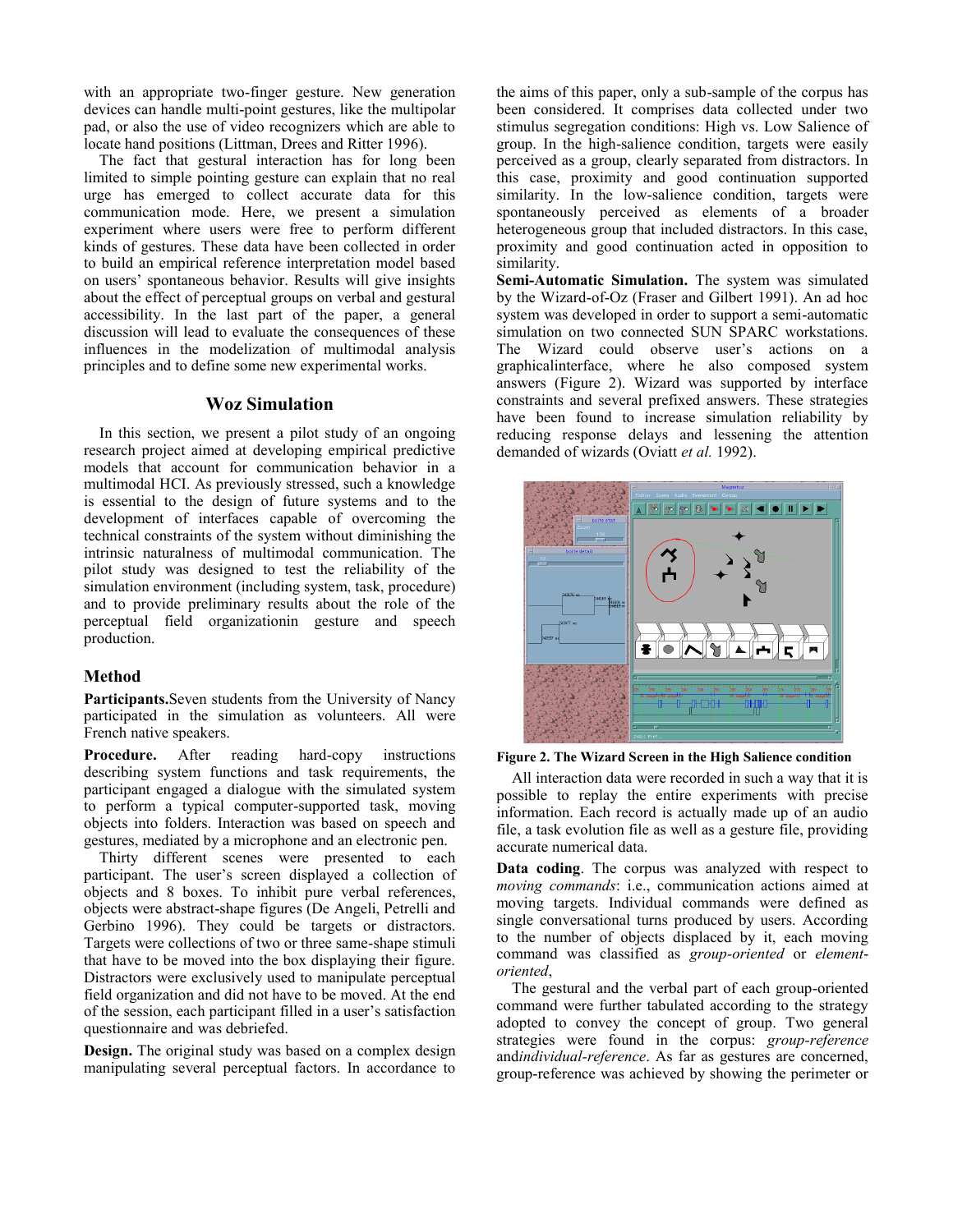with an appropriate two-finger gesture. New generation devices can handle multi-point gestures, like the multipolar pad, or also the use of video recognizers which are able to locate hand positions (Littman, Drees and Ritter 1996).

The fact that gestural interaction has for long been limited to simple pointing gesture can explain that no real urge has emerged to collect accurate data for this communication mode. Here, we present a simulation experiment where users were free to perform different kinds of gestures. These data have been collected in order to build an empirical reference interpretation model based on users' spontaneous behavior. Results will give insights about the effect of perceptual groups on verbal and gestural accessibility. In the last part of the paper, a general discussion will lead to evaluate the consequences of these influences in the modelization of multimodal analysis principles and to define some new experimental works.

## Woz Simulation

In this section, we present a pilot study of an ongoing research project aimed at developing empirical predictive models that account for communication behavior in a multimodal HCI. As previously stressed, such a knowledge is essential to the design of future systems and to the development of interfaces capable of overcoming the technical constraints of the system without diminishing the intrinsic naturalness of multimodal communication. The pilot study was designed to test the reliability of the simulation environment (including system, task, procedure) and to provide preliminary results about the role of the perceptual field organizationin gesture and speech production.

### Method

**Participants.**Seven students from the University of Nancy participated in the simulation as volunteers. All were French native speakers.

**Procedure.** After reading hard-copy instructions describing system functions and task requirements, the participant engaged a dialogue with the simulated system to perform a typical computer-supported task, moving objects into folders. Interaction was based on speech and gestures, mediated by a microphone and an electronic pen.

Thirty different scenes were presented to each participant. The user's screen displayed a collection of objects and 8 boxes. To inhibit pure verbal references, objects were abstract-shape figures (De Angeli, Petrelli and Gerbino 1996). They could be targets or distractors. Targets were collections of two or three same-shape stimuli that have to be moved into the box displaying their figure. Distractors were exclusively used to manipulate perceptual field organization and did not have to be moved. At the end of the session, each participant filled in a user's satisfaction questionnaire and was debriefed.

**Design.** The original study was based on a complex design manipulating several perceptual factors. In accordance to the aims of this paper, only a sub-sample of the corpus has been considered. It comprises data collected under two stimulus segregation conditions: High vs. Low Salience of group. In the high-salience condition, targets were easily perceived as a group, clearly separated from distractors. In this case, proximity and good continuation supported similarity. In the low-salience condition, targets were spontaneously perceived as elements of a broader heterogeneous group that included distractors. In this case, proximity and good continuation acted in opposition to similarity.

**Semi-Automatic Simulation.** The system was simulated by the Wizard-of-Oz (Fraser and Gilbert 1991). An ad hoc system was developed in order to support a semi-automatic simulation on two connected SUN SPARC workstations. The Wizard could observe user's actions on a graphicalinterface, where he also composed system answers (Figure 2). Wizard was supported by interface constraints and several prefixed answers. These strategies have been found to increase simulation reliability by reducing response delays and lessening the attention demanded of wizards (Oviatt *et al.* 1992).

**Figure 2. The Wizard Screen in the High Salience condition**

All interaction data were recorded in such a way that it is possible to replay the entire experiments with precise information. Each record is actually made up of an audio file, a task evolution file as well as a gesture file, providing accurate numerical data.

**Data coding**. The corpus was analyzed with respect to *moving commands*: i.e., communication actions aimed at moving targets. Individual commands were defined as single conversational turns produced by users. According to the number of objects displaced by it, each moving command was classified as *group-oriented* or *element-oriented*,

The gestural and the verbal part of each group-oriented command were further tabulated according to the strategy adopted to convey the concept of group. Two general strategies were found in the corpus: *group-reference* and*individual-reference*. As far as gestures are concerned, group-reference was achieved by showing the perimeter or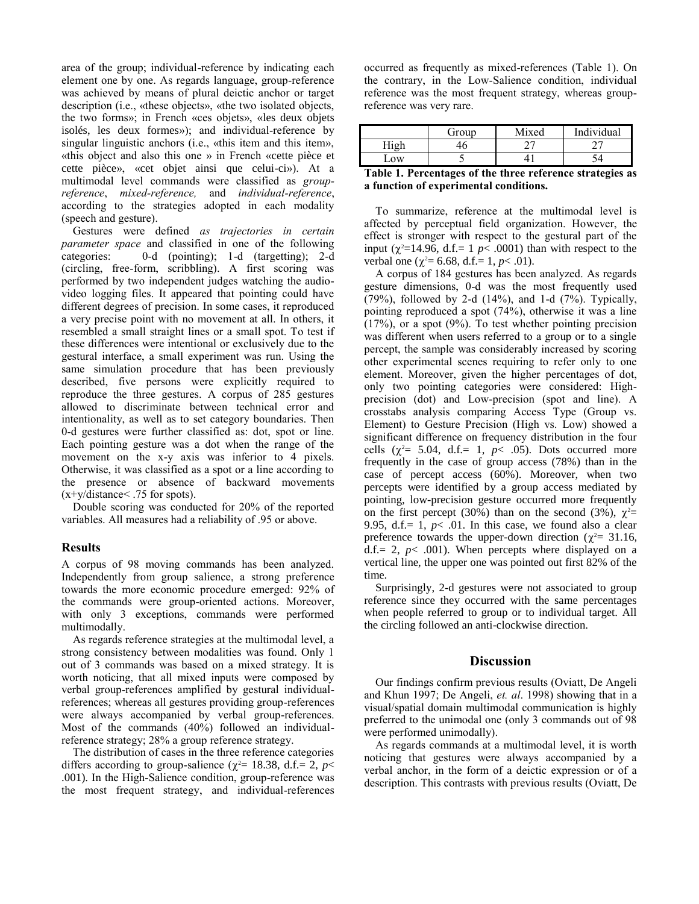area of the group; individual-reference by indicating each element one by one. As regards language, group-reference was achieved by means of plural deictic anchor or target description (i.e., «these objects», «the two isolated objects, the two forms»; in French «ces objets», «les deux objets isolés, les deux formes»); and individual-reference by singular linguistic anchors (i.e., «this item and this item», «this object and also this one » in French «cette pièce et cette pièce», «cet objet ainsi que celui-ci»). At a multimodal level commands were classified as *group-reference*, *mixed-reference,* and *individual-reference*, according to the strategies adopted in each modality (speech and gesture).

Gestures were defined *as trajectories in certain parameter space* and classified in one of the following categories: 0-d (pointing); 1-d (targetting); 2-d (circling, free-form, scribbling). A first scoring was performed by two independent judges watching the audio-video logging files. It appeared that pointing could have different degrees of precision. In some cases, it reproduced a very precise point with no movement at all. In others, it resembled a small straight lines or a small spot. To test if these differences were intentional or exclusively due to the gestural interface, a small experiment was run. Using the same simulation procedure that has been previously described, five persons were explicitly required to reproduce the three gestures. A corpus of 285 gestures allowed to discriminate between technical error and intentionality, as well as to set category boundaries. Then 0-d gestures were further classified as: dot, spot or line. Each pointing gesture was a dot when the range of the movement on the x-y axis was inferior to 4 pixels. Otherwise, it was classified as a spot or a line according to the presence or absence of backward movements (x+y/distance< .75 for spots).

Double scoring was conducted for 20% of the reported variables. All measures had a reliability of .95 or above.

## Results

A corpus of 98 moving commands has been analyzed. Independently from group salience, a strong preference towards the more economic procedure emerged: 92% of the commands were group-oriented actions. Moreover, with only 3 exceptions, commands were performed multimodally.

As regards reference strategies at the multimodal level, a strong consistency between modalities was found. Only 1 out of 3 commands was based on a mixed strategy. It is worth noticing, that all mixed inputs were composed by verbal group-references amplified by gestural individual-references; whereas all gestures providing group-references were always accompanied by verbal group-references. Most of the commands (40%) followed an individual-reference strategy; 28% a group reference strategy.

The distribution of cases in the three reference categories differs according to group-salience ($\chi^2$= 18.38, d.f.= 2, $p$< .001). In the High-Salience condition, group-reference was the most frequent strategy, and individual-references occurred as frequently as mixed-references (Table 1). On the contrary, in the Low-Salience condition, individual reference was the most frequent strategy, whereas group-reference was very rare.

| | Group | Mixed | Individual |
|---|---|---|---|
| High | 46 | 27 | 27 |
| Low | 5 | 41 | 54 |

**Table 1. Percentages of the three reference strategies as a function of experimental conditions.**

To summarize, reference at the multimodal level is affected by perceptual field organization. However, the effect is stronger with respect to the gestural part of the input ($\chi^2$=14.96, d.f.= 1 $p$< .0001) than with respect to the verbal one ($\chi^2$= 6.68, d.f.= 1, $p$< .01).

A corpus of 184 gestures has been analyzed. As regards gesture dimensions, 0-d was the most frequently used (79%), followed by 2-d (14%), and 1-d (7%). Typically, pointing reproduced a spot (74%), otherwise it was a line (17%), or a spot (9%). To test whether pointing precision was different when users referred to a group or to a single percept, the sample was considerably increased by scoring other experimental scenes requiring to refer only to one element. Moreover, given the higher percentages of dot, only two pointing categories were considered: High-precision (dot) and Low-precision (spot and line). A crosstabs analysis comparing Access Type (Group vs. Element) to Gesture Precision (High vs. Low) showed a significant difference on frequency distribution in the four cells ($\chi^2$= 5.04, d.f.= 1, $p$< .05). Dots occurred more frequently in the case of group access (78%) than in the case of percept access (60%). Moreover, when two percepts were identified by a group access mediated by pointing, low-precision gesture occurred more frequently on the first percept (30%) than on the second (3%), $\chi^2$= 9.95, d.f.= 1, $p$< .01. In this case, we found also a clear preference towards the upper-down direction ($\chi^2$= 31.16, d.f.= 2, $p$< .001). When percepts where displayed on a vertical line, the upper one was pointed out first 82% of the time.

Surprisingly, 2-d gestures were not associated to group reference since they occurred with the same percentages when people referred to group or to individual target. All the circling followed an anti-clockwise direction.

## Discussion

Our findings confirm previous results (Oviatt, De Angeli and Khun 1997; De Angeli, *et. al*. 1998) showing that in a visual/spatial domain multimodal communication is highly preferred to the unimodal one (only 3 commands out of 98 were performed unimodally).

As regards commands at a multimodal level, it is worth noticing that gestures were always accompanied by a verbal anchor, in the form of a deictic expression or of a description. This contrasts with previous results (Oviatt, De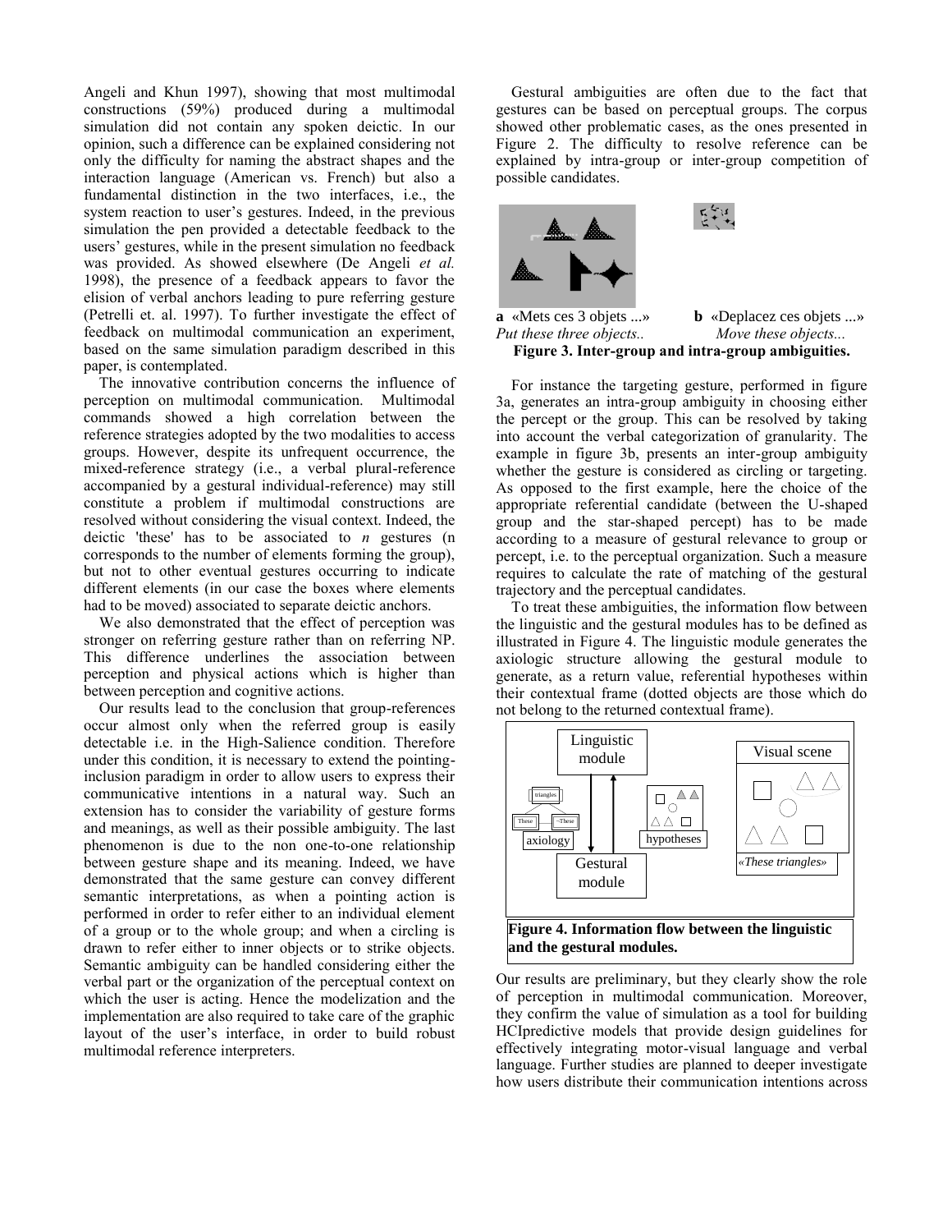Angeli and Khun 1997), showing that most multimodal constructions (59%) produced during a multimodal simulation did not contain any spoken deictic. In our opinion, such a difference can be explained considering not only the difficulty for naming the abstract shapes and the interaction language (American vs. French) but also a fundamental distinction in the two interfaces, i.e., the system reaction to user's gestures. Indeed, in the previous simulation the pen provided a detectable feedback to the users' gestures, while in the present simulation no feedback was provided. As showed elsewhere (De Angeli *et al.* 1998), the presence of a feedback appears to favor the elision of verbal anchors leading to pure referring gesture (Petrelli et. al. 1997). To further investigate the effect of feedback on multimodal communication an experiment, based on the same simulation paradigm described in this paper, is contemplated.

The innovative contribution concerns the influence of perception on multimodal communication. Multimodal commands showed a high correlation between the reference strategies adopted by the two modalities to access groups. However, despite its unfrequent occurrence, the mixed-reference strategy (i.e., a verbal plural-reference accompanied by a gestural individual-reference) may still constitute a problem if multimodal constructions are resolved without considering the visual context. Indeed, the deictic 'these' has to be associated to *n* gestures (n corresponds to the number of elements forming the group), but not to other eventual gestures occurring to indicate different elements (in our case the boxes where elements had to be moved) associated to separate deictic anchors.

We also demonstrated that the effect of perception was stronger on referring gesture rather than on referring NP. This difference underlines the association between perception and physical actions which is higher than between perception and cognitive actions.

Our results lead to the conclusion that group-references occur almost only when the referred group is easily detectable i.e. in the High-Salience condition. Therefore under this condition, it is necessary to extend the pointing-inclusion paradigm in order to allow users to express their communicative intentions in a natural way. Such an extension has to consider the variability of gesture forms and meanings, as well as their possible ambiguity. The last phenomenon is due to the non one-to-one relationship between gesture shape and its meaning. Indeed, we have demonstrated that the same gesture can convey different semantic interpretations, as when a pointing action is performed in order to refer either to an individual element of a group or to the whole group; and when a circling is drawn to refer either to inner objects or to strike objects. Semantic ambiguity can be handled considering either the verbal part or the organization of the perceptual context on which the user is acting. Hence the modelization and the implementation are also required to take care of the graphic layout of the user's interface, in order to build robust multimodal reference interpreters.

Gestural ambiguities are often due to the fact that gestures can be based on perceptual groups. The corpus showed other problematic cases, as the ones presented in Figure 2. The difficulty to resolve reference can be explained by intra-group or inter-group competition of possible candidates.

**a** «Mets ces 3 objets ...» *Put these three objects..* **b** «Deplacez ces objets ...» *Move these objects...*

**Figure 3. Inter-group and intra-group ambiguities.**

For instance the targeting gesture, performed in figure 3a, generates an intra-group ambiguity in choosing either the percept or the group. This can be resolved by taking into account the verbal categorization of granularity. The example in figure 3b, presents an inter-group ambiguity whether the gesture is considered as circling or targeting. As opposed to the first example, here the choice of the appropriate referential candidate (between the U-shaped group and the star-shaped percept) has to be made according to a measure of gestural relevance to group or percept, i.e. to the perceptual organization. Such a measure requires to calculate the rate of matching of the gestural trajectory and the perceptual candidates.

To treat these ambiguities, the information flow between the linguistic and the gestural modules has to be defined as illustrated in Figure 4. The linguistic module generates the axiologic structure allowing the gestural module to generate, as a return value, referential hypotheses within their contextual frame (dotted objects are those which do not belong to the returned contextual frame).

**Figure 4. Information flow between the linguistic and the gestural modules.**

Our results are preliminary, but they clearly show the role of perception in multimodal communication. Moreover, they confirm the value of simulation as a tool for building HCIpredictive models that provide design guidelines for effectively integrating motor-visual language and verbal language. Further studies are planned to deeper investigate how users distribute their communication intentions across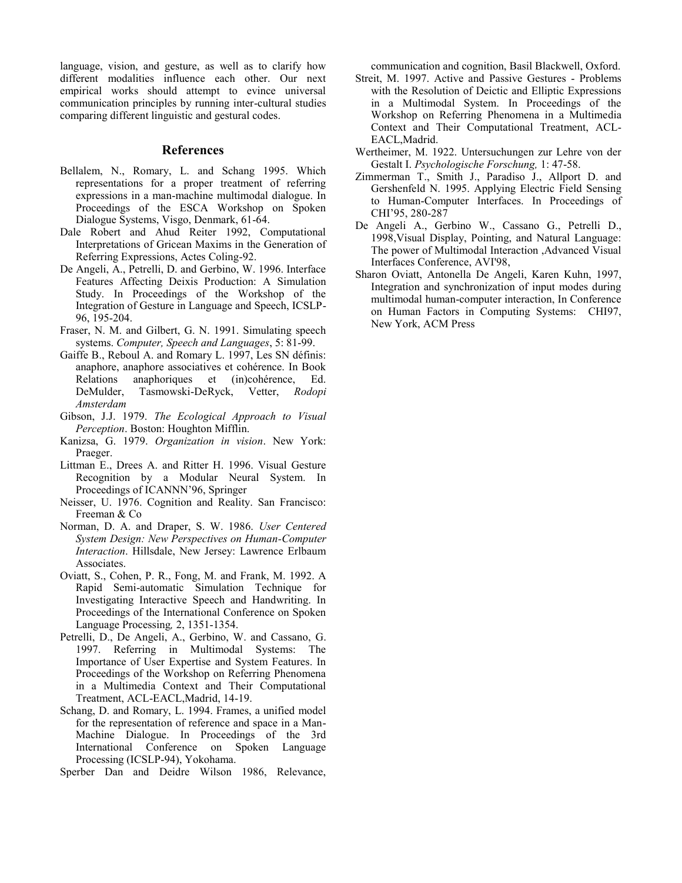language, vision, and gesture, as well as to clarify how different modalities influence each other. Our next empirical works should attempt to evince universal communication principles by running inter-cultural studies comparing different linguistic and gestural codes.

## References

Bellalem, N., Romary, L. and Schang 1995. Which representations for a proper treatment of referring expressions in a man-machine multimodal dialogue. In Proceedings of the ESCA Workshop on Spoken Dialogue Systems, Visgo, Denmark, 61-64.

Dale Robert and Ahud Reiter 1992, Computational Interpretations of Gricean Maxims in the Generation of Referring Expressions, Actes Coling-92.

De Angeli, A., Petrelli, D. and Gerbino, W. 1996. Interface Features Affecting Deixis Production: A Simulation Study. In Proceedings of the Workshop of the Integration of Gesture in Language and Speech, ICSLP-96, 195-204.

Fraser, N. M. and Gilbert, G. N. 1991. Simulating speech systems. *Computer, Speech and Languages*, 5: 81-99.

Gaiffe B., Reboul A. and Romary L. 1997, Les SN définis: anaphore, anaphore associatives et cohérence. In Book Relations anaphoriques et (in)cohérence, Ed. DeMulder, Tasmowski-DeRyck, Vetter, *Rodopi Amsterdam*

Gibson, J.J. 1979. *The Ecological Approach to Visual Perception*. Boston: Houghton Mifflin.

Kanizsa, G. 1979. *Organization in vision*. New York: Praeger.

Littman E., Drees A. and Ritter H. 1996. Visual Gesture Recognition by a Modular Neural System. In Proceedings of ICANNN'96, Springer

Neisser, U. 1976. Cognition and Reality. San Francisco: Freeman & Co

Norman, D. A. and Draper, S. W. 1986. *User Centered System Design: New Perspectives on Human-Computer Interaction*. Hillsdale, New Jersey: Lawrence Erlbaum Associates.

Oviatt, S., Cohen, P. R., Fong, M. and Frank, M. 1992. A Rapid Semi-automatic Simulation Technique for Investigating Interactive Speech and Handwriting. In Proceedings of the International Conference on Spoken Language Processing, 2, 1351-1354.

Petrelli, D., De Angeli, A., Gerbino, W. and Cassano, G. 1997. Referring in Multimodal Systems: The Importance of User Expertise and System Features. In Proceedings of the Workshop on Referring Phenomena in a Multimedia Context and Their Computational Treatment, ACL-EACL,Madrid, 14-19.

Schang, D. and Romary, L. 1994. Frames, a unified model for the representation of reference and space in a Man-Machine Dialogue. In Proceedings of the 3rd International Conference on Spoken Language Processing (ICSLP-94), Yokohama.

Sperber Dan and Deidre Wilson 1986, Relevance, communication and cognition, Basil Blackwell, Oxford.

Streit, M. 1997. Active and Passive Gestures - Problems with the Resolution of Deictic and Elliptic Expressions in a Multimodal System. In Proceedings of the Workshop on Referring Phenomena in a Multimedia Context and Their Computational Treatment, ACL-EACL,Madrid.

Wertheimer, M. 1922. Untersuchungen zur Lehre von der Gestalt I. *Psychologische Forschung,* 1: 47-58.

Zimmerman T., Smith J., Paradiso J., Allport D. and Gershenfeld N. 1995. Applying Electric Field Sensing to Human-Computer Interfaces. In Proceedings of CHI'95, 280-287

De Angeli A., Gerbino W., Cassano G., Petrelli D., 1998,Visual Display, Pointing, and Natural Language: The power of Multimodal Interaction ,Advanced Visual Interfaces Conference, AVI'98,

Sharon Oviatt, Antonella De Angeli, Karen Kuhn, 1997, Integration and synchronization of input modes during multimodal human-computer interaction, In Conference on Human Factors in Computing Systems: CHI97, New York, ACM Press